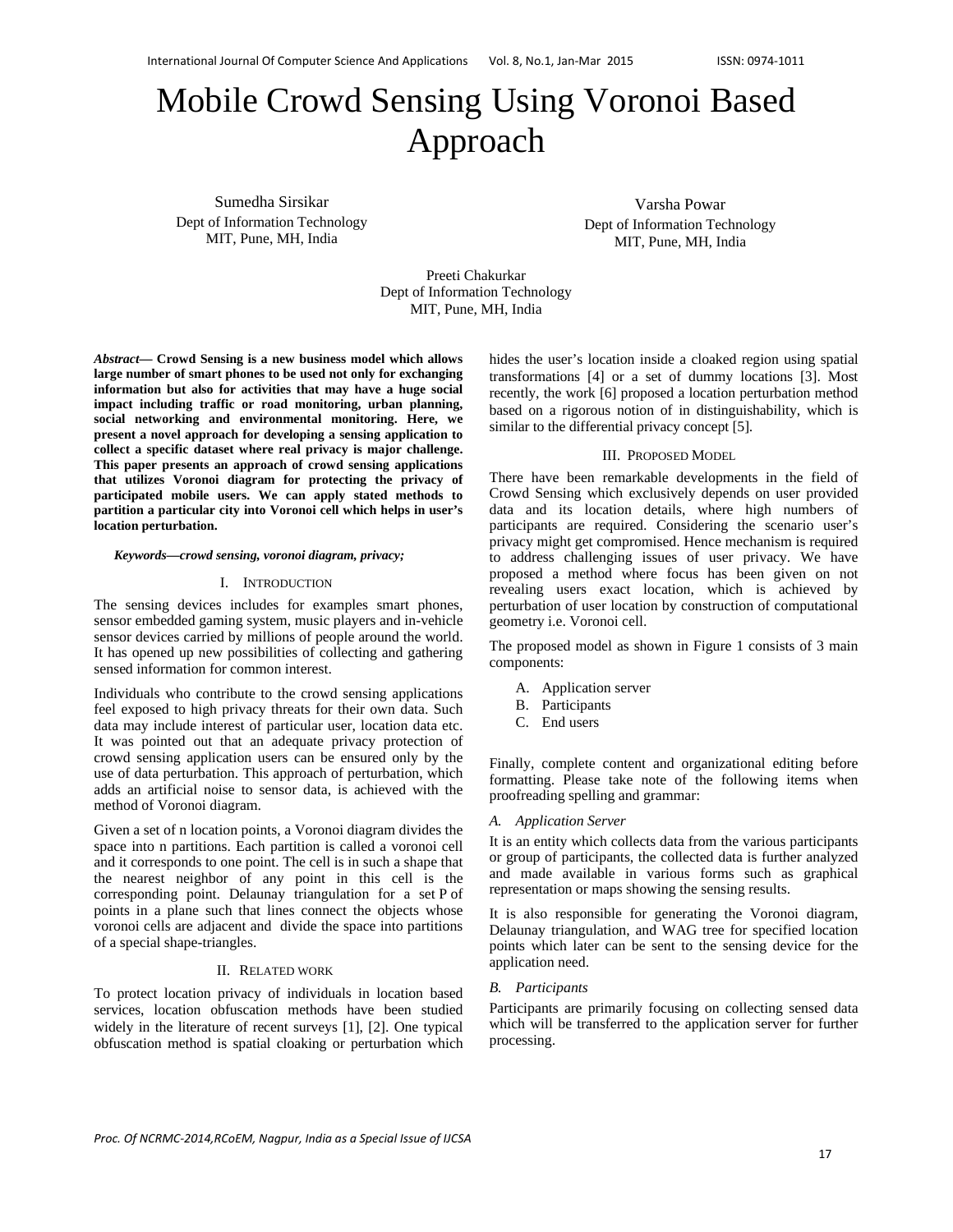# Mobile Crowd Sensing Using Voronoi Based Approach

Sumedha Sirsikar
Dept of Information Technology
MIT, Pune, MH, India

Varsha Powar
Dept of Information Technology
MIT, Pune, MH, India

Preeti Chakurkar
Dept of Information Technology
MIT, Pune, MH, India

***Abstract*— Crowd Sensing is a new business model which allows large number of smart phones to be used not only for exchanging information but also for activities that may have a huge social impact including traffic or road monitoring, urban planning, social networking and environmental monitoring. Here, we present a novel approach for developing a sensing application to collect a specific dataset where real privacy is major challenge. This paper presents an approach of crowd sensing applications that utilizes Voronoi diagram for protecting the privacy of participated mobile users. We can apply stated methods to partition a particular city into Voronoi cell which helps in user's location perturbation.**

***Keywords—crowd sensing, voronoi diagram, privacy;***

## I. Introduction

The sensing devices includes for examples smart phones, sensor embedded gaming system, music players and in-vehicle sensor devices carried by millions of people around the world. It has opened up new possibilities of collecting and gathering sensed information for common interest.

Individuals who contribute to the crowd sensing applications feel exposed to high privacy threats for their own data. Such data may include interest of particular user, location data etc. It was pointed out that an adequate privacy protection of crowd sensing application users can be ensured only by the use of data perturbation. This approach of perturbation, which adds an artificial noise to sensor data, is achieved with the method of Voronoi diagram.

Given a set of n location points, a Voronoi diagram divides the space into n partitions. Each partition is called a voronoi cell and it corresponds to one point. The cell is in such a shape that the nearest neighbor of any point in this cell is the corresponding point. Delaunay triangulation for a set P of points in a plane such that lines connect the objects whose voronoi cells are adjacent and divide the space into partitions of a special shape-triangles.

## II. Related work

To protect location privacy of individuals in location based services, location obfuscation methods have been studied widely in the literature of recent surveys [1], [2]. One typical obfuscation method is spatial cloaking or perturbation which hides the user's location inside a cloaked region using spatial transformations [4] or a set of dummy locations [3]. Most recently, the work [6] proposed a location perturbation method based on a rigorous notion of in distinguishability, which is similar to the differential privacy concept [5].

## III. Proposed Model

There have been remarkable developments in the field of Crowd Sensing which exclusively depends on user provided data and its location details, where high numbers of participants are required. Considering the scenario user's privacy might get compromised. Hence mechanism is required to address challenging issues of user privacy. We have proposed a method where focus has been given on not revealing users exact location, which is achieved by perturbation of user location by construction of computational geometry i.e. Voronoi cell.

The proposed model as shown in Figure 1 consists of 3 main components:

A. Application server
B. Participants
C. End users

Finally, complete content and organizational editing before formatting. Please take note of the following items when proofreading spelling and grammar:

### *A. Application Server*

It is an entity which collects data from the various participants or group of participants, the collected data is further analyzed and made available in various forms such as graphical representation or maps showing the sensing results.

It is also responsible for generating the Voronoi diagram, Delaunay triangulation, and WAG tree for specified location points which later can be sent to the sensing device for the application need.

### *B. Participants*

Participants are primarily focusing on collecting sensed data which will be transferred to the application server for further processing.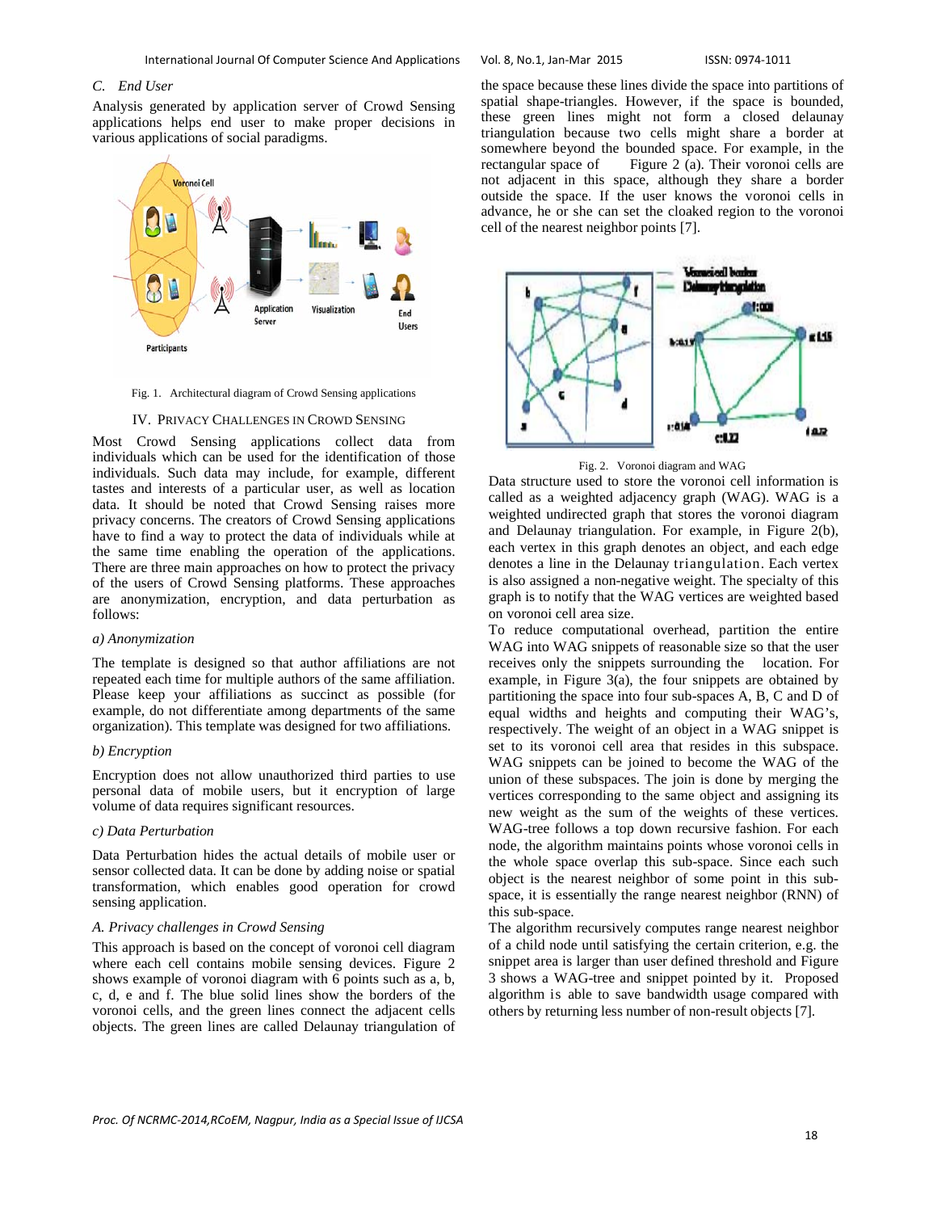### C. End User

Analysis generated by application server of Crowd Sensing applications helps end user to make proper decisions in various applications of social paradigms.

Fig. 1. Architectural diagram of Crowd Sensing applications

## IV. Privacy Challenges in Crowd Sensing

Most Crowd Sensing applications collect data from individuals which can be used for the identification of those individuals. Such data may include, for example, different tastes and interests of a particular user, as well as location data. It should be noted that Crowd Sensing raises more privacy concerns. The creators of Crowd Sensing applications have to find a way to protect the data of individuals while at the same time enabling the operation of the applications. There are three main approaches on how to protect the privacy of the users of Crowd Sensing platforms. These approaches are anonymization, encryption, and data perturbation as follows:

*a) Anonymization*

The template is designed so that author affiliations are not repeated each time for multiple authors of the same affiliation. Please keep your affiliations as succinct as possible (for example, do not differentiate among departments of the same organization). This template was designed for two affiliations.

*b) Encryption*

Encryption does not allow unauthorized third parties to use personal data of mobile users, but it encryption of large volume of data requires significant resources.

*c) Data Perturbation*

Data Perturbation hides the actual details of mobile user or sensor collected data. It can be done by adding noise or spatial transformation, which enables good operation for crowd sensing application.

### A. Privacy challenges in Crowd Sensing

This approach is based on the concept of voronoi cell diagram where each cell contains mobile sensing devices. Figure 2 shows example of voronoi diagram with 6 points such as a, b, c, d, e and f. The blue solid lines show the borders of the voronoi cells, and the green lines connect the adjacent cells objects. The green lines are called Delaunay triangulation of the space because these lines divide the space into partitions of spatial shape-triangles. However, if the space is bounded, these green lines might not form a closed delaunay triangulation because two cells might share a border at somewhere beyond the bounded space. For example, in the rectangular space of Figure 2 (a). Their voronoi cells are not adjacent in this space, although they share a border outside the space. If the user knows the voronoi cells in advance, he or she can set the cloaked region to the voronoi cell of the nearest neighbor points [7].

Fig. 2. Voronoi diagram and WAG

Data structure used to store the voronoi cell information is called as a weighted adjacency graph (WAG). WAG is a weighted undirected graph that stores the voronoi diagram and Delaunay triangulation. For example, in Figure 2(b), each vertex in this graph denotes an object, and each edge denotes a line in the Delaunay triangulation. Each vertex is also assigned a non-negative weight. The specialty of this graph is to notify that the WAG vertices are weighted based on voronoi cell area size.

To reduce computational overhead, partition the entire WAG into WAG snippets of reasonable size so that the user receives only the snippets surrounding the location. For example, in Figure 3(a), the four snippets are obtained by partitioning the space into four sub-spaces A, B, C and D of equal widths and heights and computing their WAG's, respectively. The weight of an object in a WAG snippet is set to its voronoi cell area that resides in this subspace. WAG snippets can be joined to become the WAG of the union of these subspaces. The join is done by merging the vertices corresponding to the same object and assigning its new weight as the sum of the weights of these vertices. WAG-tree follows a top down recursive fashion. For each node, the algorithm maintains points whose voronoi cells in the whole space overlap this sub-space. Since each such object is the nearest neighbor of some point in this sub-space, it is essentially the range nearest neighbor (RNN) of this sub-space.

The algorithm recursively computes range nearest neighbor of a child node until satisfying the certain criterion, e.g. the snippet area is larger than user defined threshold and Figure 3 shows a WAG-tree and snippet pointed by it. Proposed algorithm is able to save bandwidth usage compared with others by returning less number of non-result objects [7].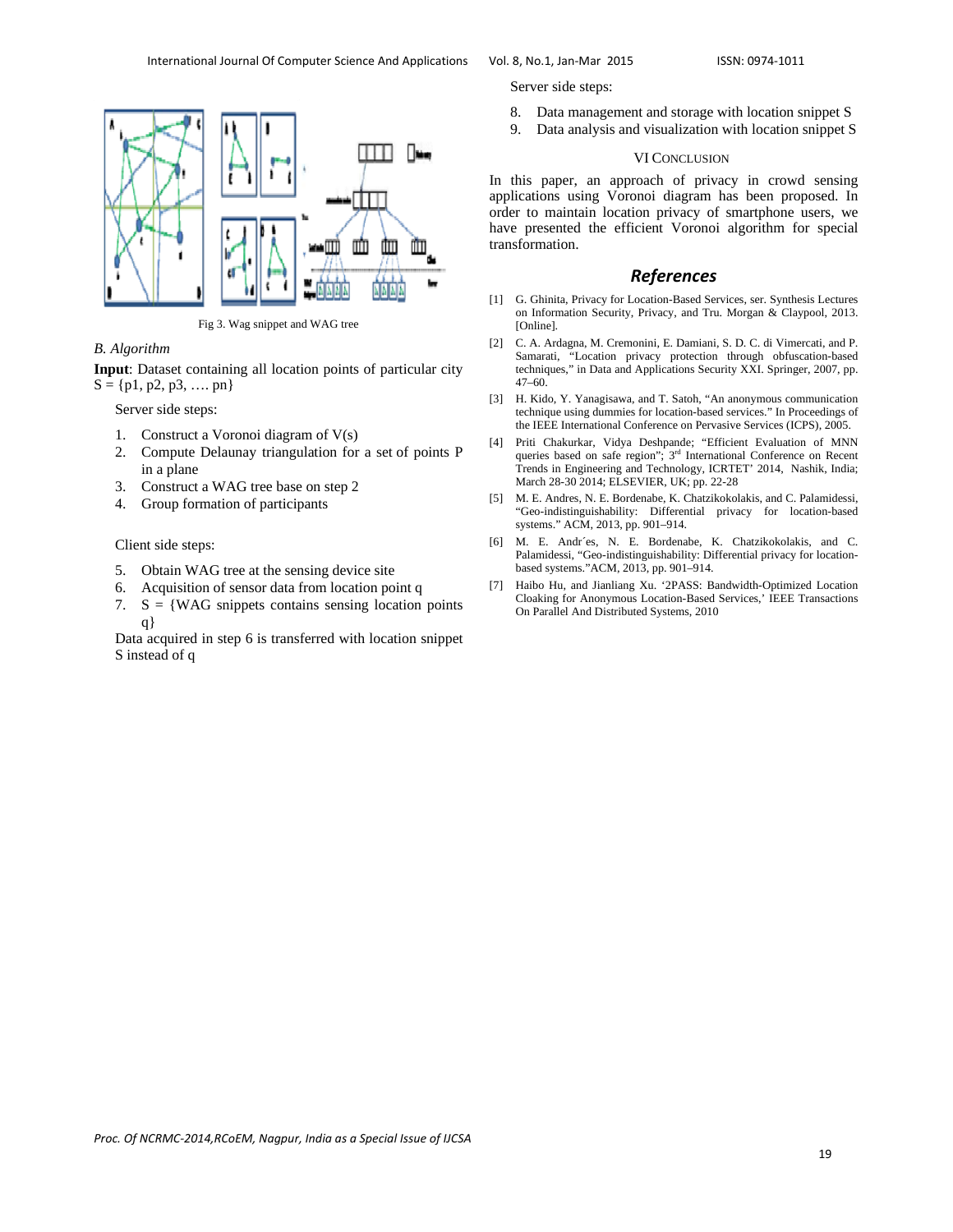Fig 3. Wag snippet and WAG tree

*B. Algorithm*

**Input**: Dataset containing all location points of particular city S = {p1, p2, p3, …. pn}

Server side steps:

1. Construct a Voronoi diagram of V(s)
2. Compute Delaunay triangulation for a set of points P in a plane
3. Construct a WAG tree base on step 2
4. Group formation of participants

Client side steps:

5. Obtain WAG tree at the sensing device site
6. Acquisition of sensor data from location point q
7. S = {WAG snippets contains sensing location points q}

Data acquired in step 6 is transferred with location snippet S instead of q

Server side steps:

8. Data management and storage with location snippet S
9. Data analysis and visualization with location snippet S

## VI Conclusion

In this paper, an approach of privacy in crowd sensing applications using Voronoi diagram has been proposed. In order to maintain location privacy of smartphone users, we have presented the efficient Voronoi algorithm for special transformation.

## References

[1] G. Ghinita, Privacy for Location-Based Services, ser. Synthesis Lectures on Information Security, Privacy, and Tru. Morgan & Claypool, 2013. [Online].

[2] C. A. Ardagna, M. Cremonini, E. Damiani, S. D. C. di Vimercati, and P. Samarati, "Location privacy protection through obfuscation-based techniques," in Data and Applications Security XXI. Springer, 2007, pp. 47–60.

[3] H. Kido, Y. Yanagisawa, and T. Satoh, "An anonymous communication technique using dummies for location-based services." In Proceedings of the IEEE International Conference on Pervasive Services (ICPS), 2005.

[4] Priti Chakurkar, Vidya Deshpande; "Efficient Evaluation of MNN queries based on safe region"; 3rd International Conference on Recent Trends in Engineering and Technology, ICRTET' 2014, Nashik, India; March 28-30 2014; ELSEVIER, UK; pp. 22-28

[5] M. E. Andres, N. E. Bordenabe, K. Chatzikokolakis, and C. Palamidessi, "Geo-indistinguishability: Differential privacy for location-based systems." ACM, 2013, pp. 901–914.

[6] M. E. Andr´es, N. E. Bordenabe, K. Chatzikokolakis, and C. Palamidessi, "Geo-indistinguishability: Differential privacy for location-based systems."ACM, 2013, pp. 901–914.

[7] Haibo Hu, and Jianliang Xu. '2PASS: Bandwidth-Optimized Location Cloaking for Anonymous Location-Based Services,' IEEE Transactions On Parallel And Distributed Systems, 2010